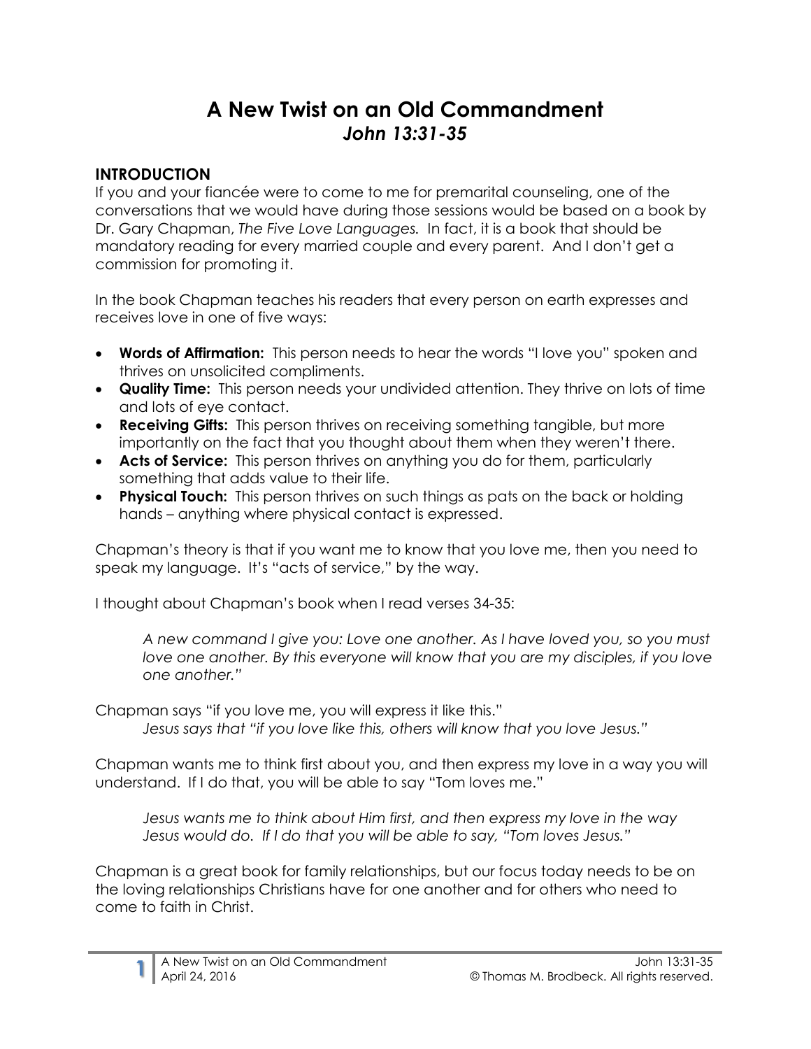# A New Twist on an Old Commandment

## *John 13:31-35*

### INTRODUCTION

If you and your fiancée were to come to me for premarital counseling, one of the conversations that we would have during those sessions would be based on a book by Dr. Gary Chapman, *The Five Love Languages.* In fact, it is a book that should be mandatory reading for every married couple and every parent. And I don't get a commission for promoting it.

In the book Chapman teaches his readers that every person on earth expresses and receives love in one of five ways:

- **Words of Affirmation:** This person needs to hear the words "I love you" spoken and thrives on unsolicited compliments.
- **Quality Time:** This person needs your undivided attention. They thrive on lots of time and lots of eye contact.
- **Receiving Gifts:** This person thrives on receiving something tangible, but more importantly on the fact that you thought about them when they weren't there.
- **Acts of Service:** This person thrives on anything you do for them, particularly something that adds value to their life.
- **Physical Touch:** This person thrives on such things as pats on the back or holding hands – anything where physical contact is expressed.

Chapman's theory is that if you want me to know that you love me, then you need to speak my language. It's "acts of service," by the way.

I thought about Chapman's book when I read verses 34-35:

> *A new command I give you: Love one another. As I have loved you, so you must love one another. By this everyone will know that you are my disciples, if you love one another."*

Chapman says "if you love me, you will express it like this."

> *Jesus says that "if you love like this, others will know that you love Jesus."*

Chapman wants me to think first about you, and then express my love in a way you will understand. If I do that, you will be able to say "Tom loves me."

> *Jesus wants me to think about Him first, and then express my love in the way Jesus would do. If I do that you will be able to say, "Tom loves Jesus."*

Chapman is a great book for family relationships, but our focus today needs to be on the loving relationships Christians have for one another and for others who need to come to faith in Christ.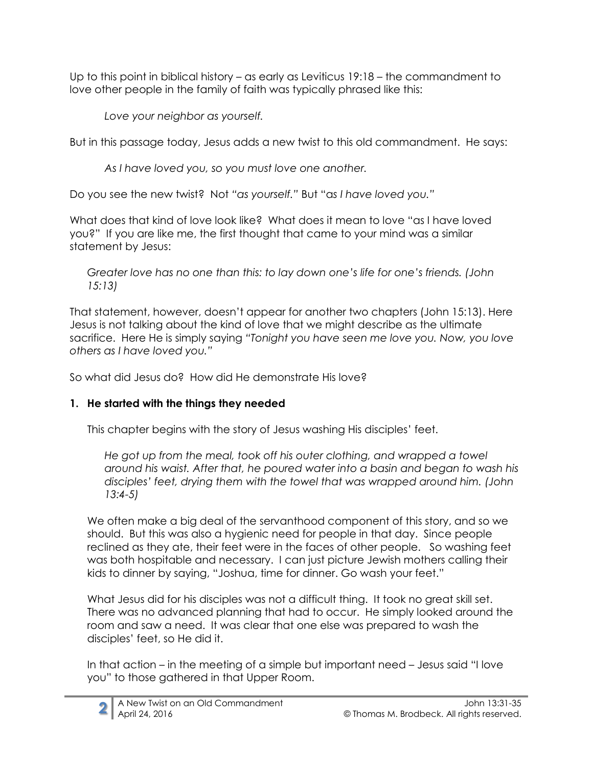Up to this point in biblical history – as early as Leviticus 19:18 – the commandment to love other people in the family of faith was typically phrased like this:

> *Love your neighbor as yourself.*

But in this passage today, Jesus adds a new twist to this old commandment. He says:

> *As I have loved you, so you must love one another.*

Do you see the new twist? Not *"as yourself."* But "as *I have loved you."*

What does that kind of love look like? What does it mean to love "as I have loved you?" If you are like me, the first thought that came to your mind was a similar statement by Jesus:

> *Greater love has no one than this: to lay down one's life for one's friends. (John 15:13)*

That statement, however, doesn't appear for another two chapters (John 15:13). Here Jesus is not talking about the kind of love that we might describe as the ultimate sacrifice. Here He is simply saying *"Tonight you have seen me love you. Now, you love others as I have loved you."*

So what did Jesus do? How did He demonstrate His love?

**1. He started with the things they needed**

This chapter begins with the story of Jesus washing His disciples' feet.

> *He got up from the meal, took off his outer clothing, and wrapped a towel around his waist. After that, he poured water into a basin and began to wash his disciples' feet, drying them with the towel that was wrapped around him. (John 13:4-5)*

We often make a big deal of the servanthood component of this story, and so we should. But this was also a hygienic need for people in that day. Since people reclined as they ate, their feet were in the faces of other people. So washing feet was both hospitable and necessary. I can just picture Jewish mothers calling their kids to dinner by saying, "Joshua, time for dinner. Go wash your feet."

What Jesus did for his disciples was not a difficult thing. It took no great skill set. There was no advanced planning that had to occur. He simply looked around the room and saw a need. It was clear that one else was prepared to wash the disciples' feet, so He did it.

In that action – in the meeting of a simple but important need – Jesus said "I love you" to those gathered in that Upper Room.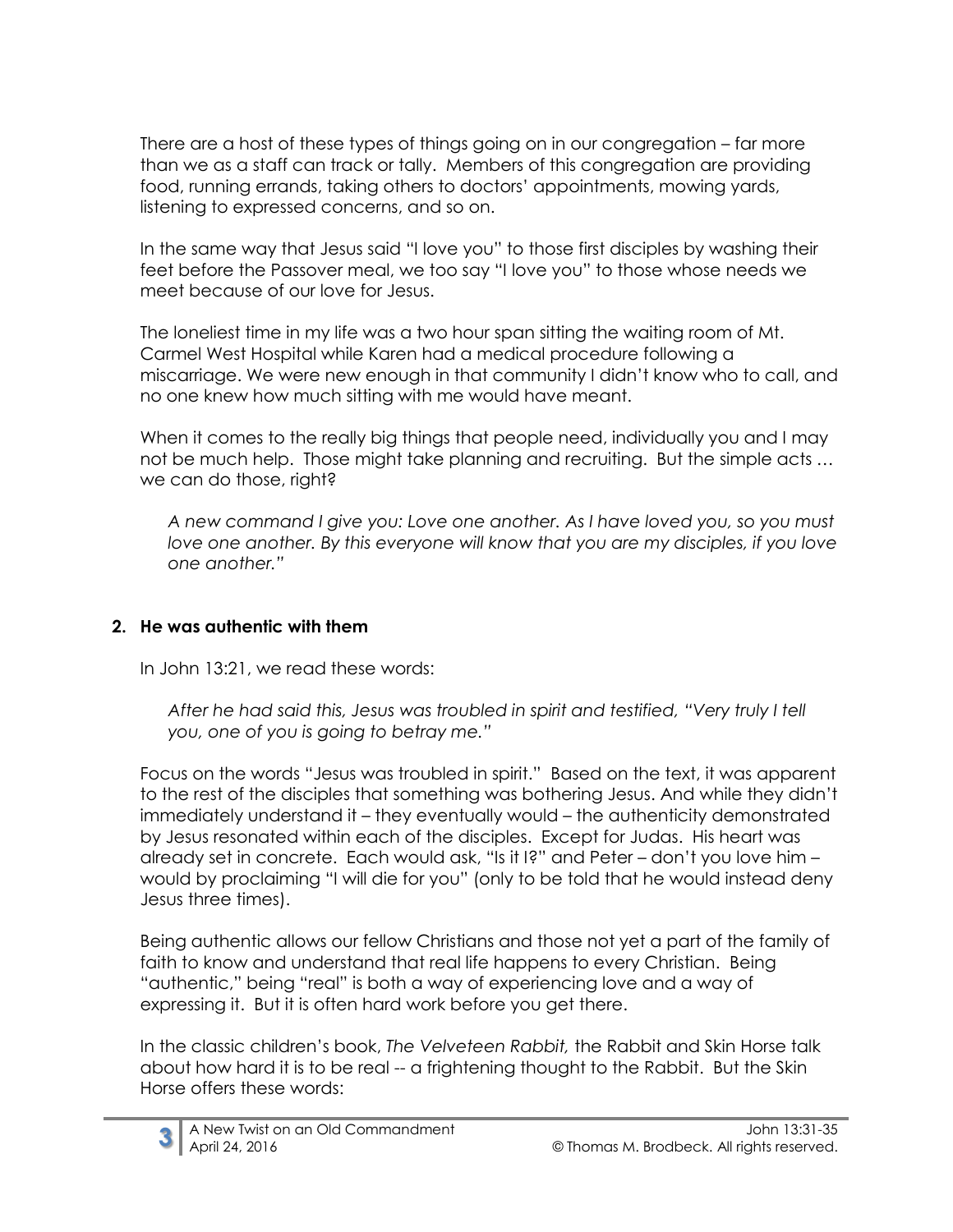There are a host of these types of things going on in our congregation – far more than we as a staff can track or tally. Members of this congregation are providing food, running errands, taking others to doctors' appointments, mowing yards, listening to expressed concerns, and so on.

In the same way that Jesus said "I love you" to those first disciples by washing their feet before the Passover meal, we too say "I love you" to those whose needs we meet because of our love for Jesus.

The loneliest time in my life was a two hour span sitting the waiting room of Mt. Carmel West Hospital while Karen had a medical procedure following a miscarriage. We were new enough in that community I didn't know who to call, and no one knew how much sitting with me would have meant.

When it comes to the really big things that people need, individually you and I may not be much help. Those might take planning and recruiting. But the simple acts … we can do those, right?

> *A new command I give you: Love one another. As I have loved you, so you must love one another. By this everyone will know that you are my disciples, if you love one another."*

**2. He was authentic with them**

In John 13:21, we read these words:

> *After he had said this, Jesus was troubled in spirit and testified, "Very truly I tell you, one of you is going to betray me."*

Focus on the words "Jesus was troubled in spirit." Based on the text, it was apparent to the rest of the disciples that something was bothering Jesus. And while they didn't immediately understand it – they eventually would – the authenticity demonstrated by Jesus resonated within each of the disciples. Except for Judas. His heart was already set in concrete. Each would ask, "Is it I?" and Peter – don't you love him – would by proclaiming "I will die for you" (only to be told that he would instead deny Jesus three times).

Being authentic allows our fellow Christians and those not yet a part of the family of faith to know and understand that real life happens to every Christian. Being "authentic," being "real" is both a way of experiencing love and a way of expressing it. But it is often hard work before you get there.

In the classic children's book, *The Velveteen Rabbit,* the Rabbit and Skin Horse talk about how hard it is to be real -- a frightening thought to the Rabbit. But the Skin Horse offers these words: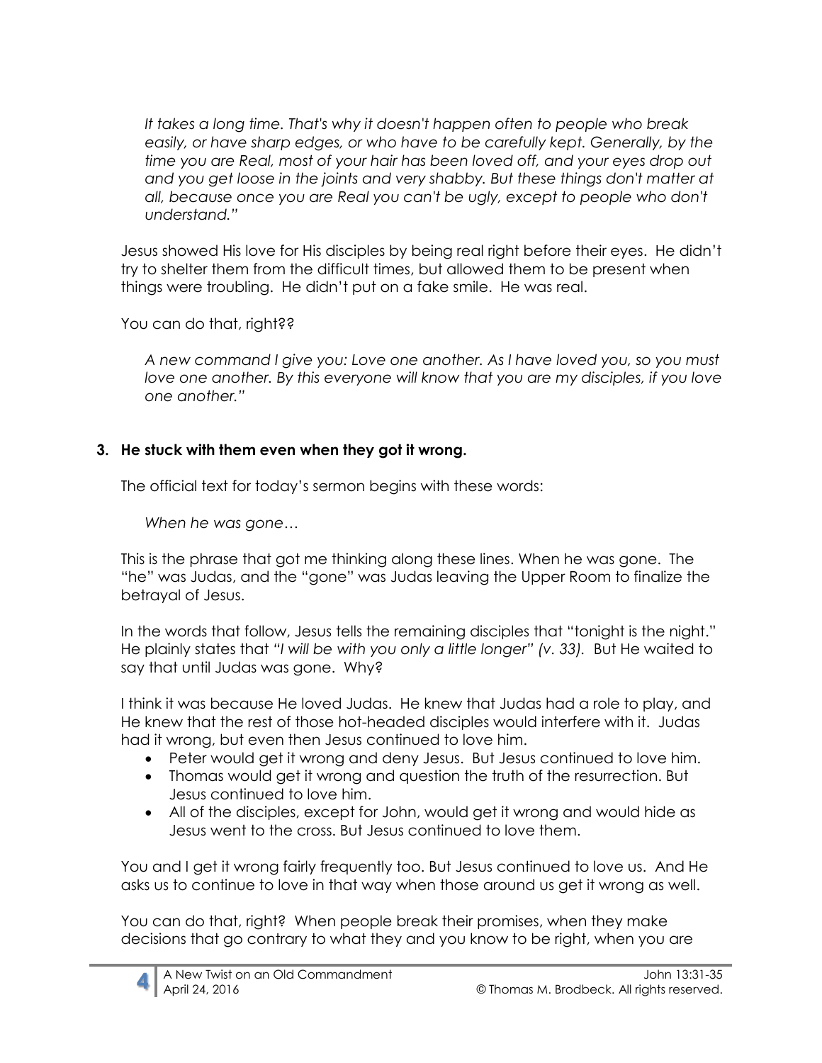*It takes a long time. That's why it doesn't happen often to people who break easily, or have sharp edges, or who have to be carefully kept. Generally, by the time you are Real, most of your hair has been loved off, and your eyes drop out and you get loose in the joints and very shabby. But these things don't matter at all, because once you are Real you can't be ugly, except to people who don't understand."*

Jesus showed His love for His disciples by being real right before their eyes. He didn't try to shelter them from the difficult times, but allowed them to be present when things were troubling. He didn't put on a fake smile. He was real.

You can do that, right??

*A new command I give you: Love one another. As I have loved you, so you must love one another. By this everyone will know that you are my disciples, if you love one another."*

**3. He stuck with them even when they got it wrong.**

The official text for today's sermon begins with these words:

*When he was gone…*

This is the phrase that got me thinking along these lines. When he was gone. The "he" was Judas, and the "gone" was Judas leaving the Upper Room to finalize the betrayal of Jesus.

In the words that follow, Jesus tells the remaining disciples that "tonight is the night." He plainly states that *"I will be with you only a little longer" (v. 33).* But He waited to say that until Judas was gone. Why?

I think it was because He loved Judas. He knew that Judas had a role to play, and He knew that the rest of those hot-headed disciples would interfere with it. Judas had it wrong, but even then Jesus continued to love him.

- Peter would get it wrong and deny Jesus. But Jesus continued to love him.
- Thomas would get it wrong and question the truth of the resurrection. But Jesus continued to love him.
- All of the disciples, except for John, would get it wrong and would hide as Jesus went to the cross. But Jesus continued to love them.

You and I get it wrong fairly frequently too. But Jesus continued to love us. And He asks us to continue to love in that way when those around us get it wrong as well.

You can do that, right? When people break their promises, when they make decisions that go contrary to what they and you know to be right, when you are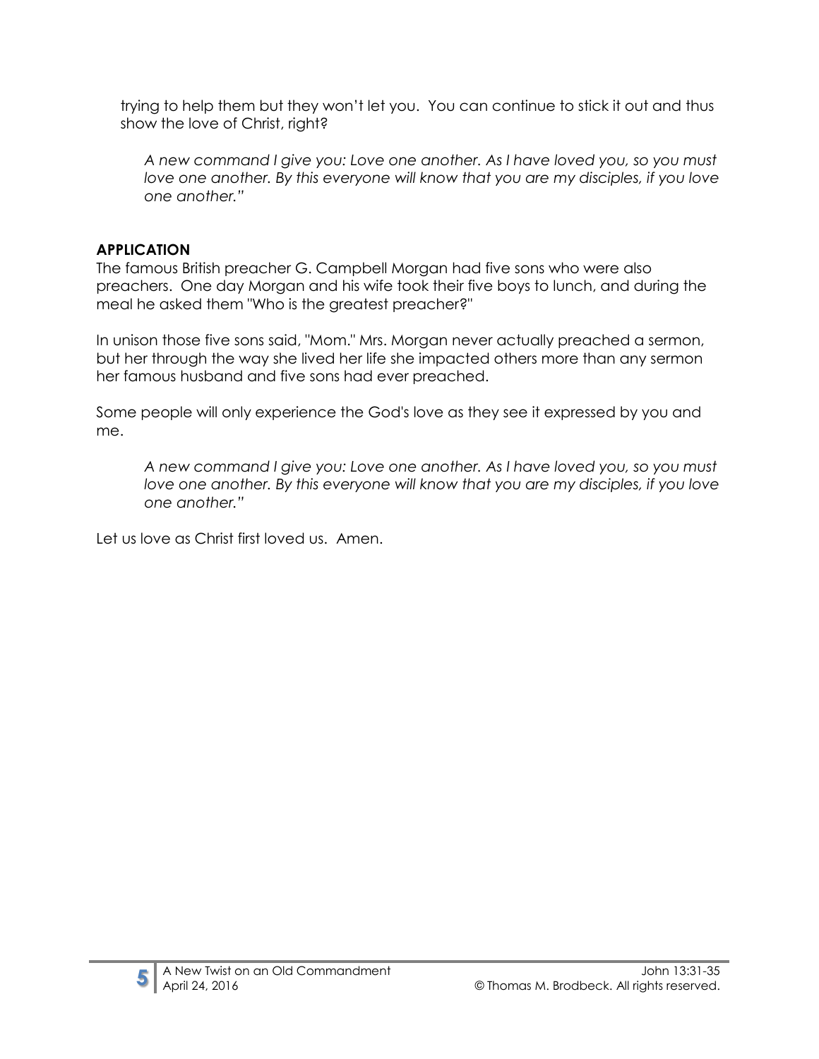trying to help them but they won't let you. You can continue to stick it out and thus show the love of Christ, right?

> *A new command I give you: Love one another. As I have loved you, so you must love one another. By this everyone will know that you are my disciples, if you love one another."*

**APPLICATION**

The famous British preacher G. Campbell Morgan had five sons who were also preachers. One day Morgan and his wife took their five boys to lunch, and during the meal he asked them "Who is the greatest preacher?"

In unison those five sons said, "Mom." Mrs. Morgan never actually preached a sermon, but her through the way she lived her life she impacted others more than any sermon her famous husband and five sons had ever preached.

Some people will only experience the God's love as they see it expressed by you and me.

> *A new command I give you: Love one another. As I have loved you, so you must love one another. By this everyone will know that you are my disciples, if you love one another."*

Let us love as Christ first loved us. Amen.